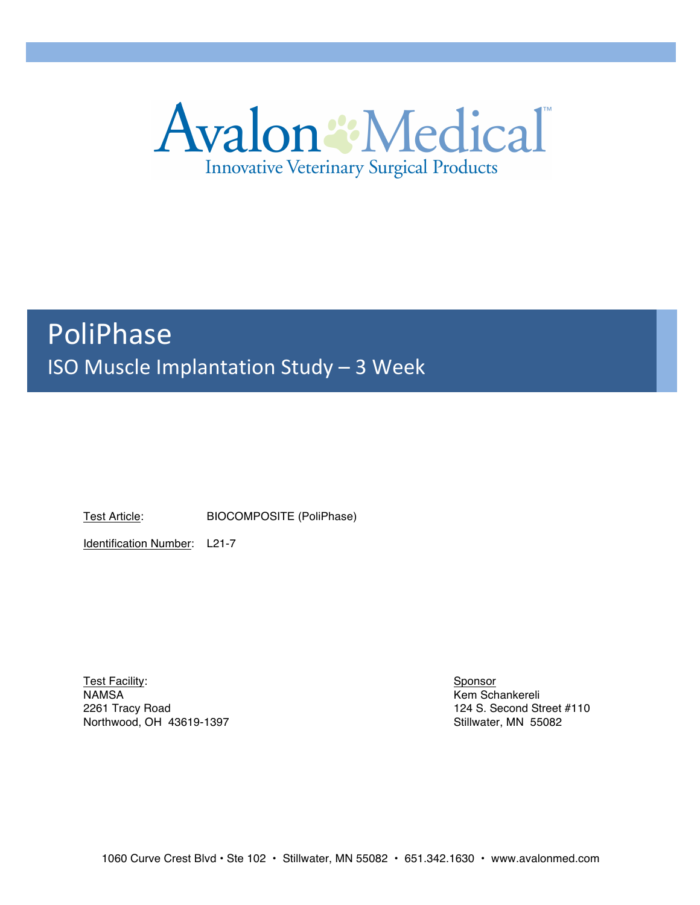Avalon Medical™

Innovative Veterinary Surgical Products

# PoliPhase

## ISO Muscle Implantation Study – 3 Week

Test Article: BIOCOMPOSITE (PoliPhase)

Identification Number: L21-7

Test Facility:
NAMSA
2261 Tracy Road
Northwood, OH 43619-1397

Sponsor
Kem Schankereli
124 S. Second Street #110
Stillwater, MN 55082

1060 Curve Crest Blvd • Ste 102 • Stillwater, MN 55082 • 651.342.1630 • www.avalonmed.com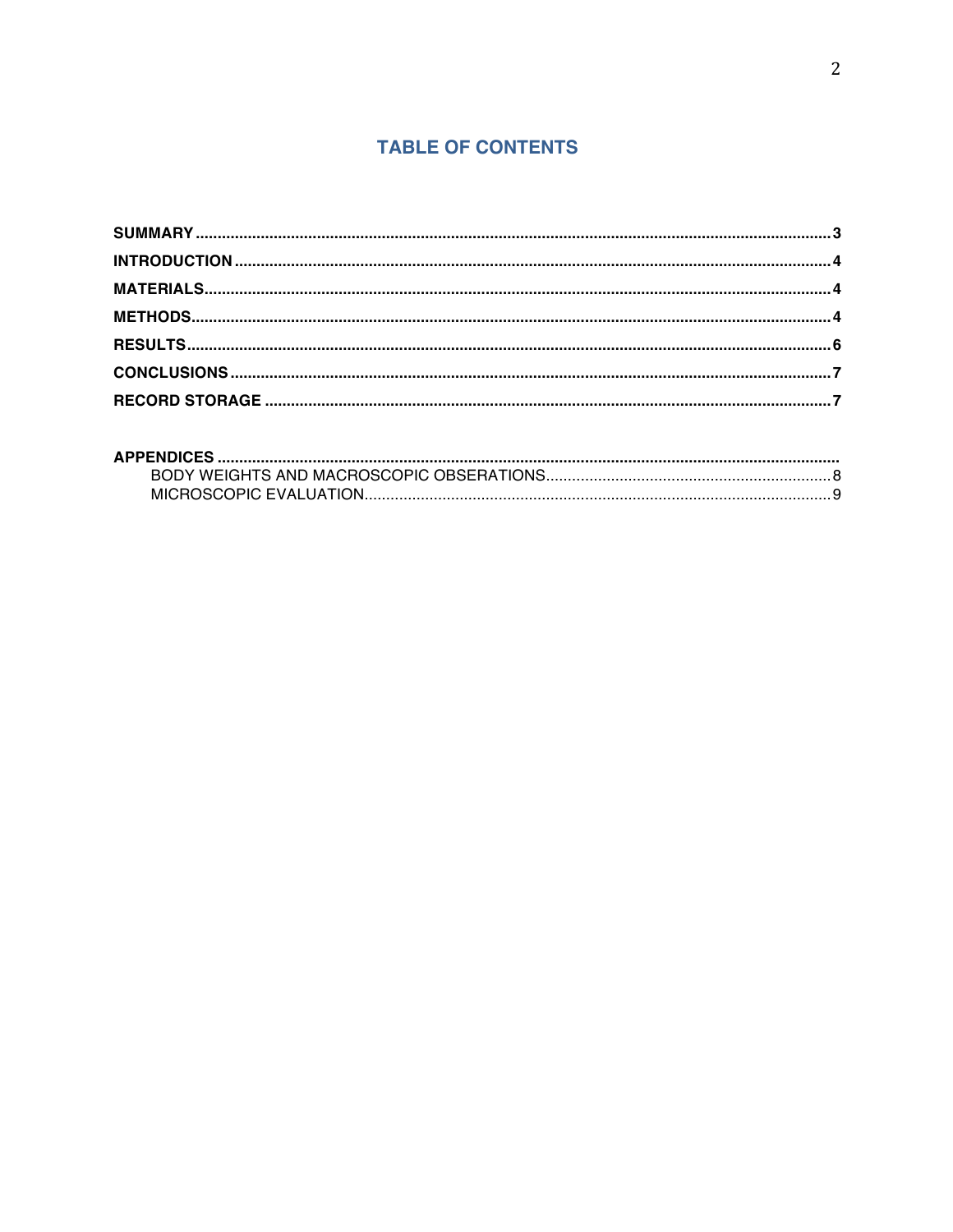## TABLE OF CONTENTS

**SUMMARY** ..... 3
**INTRODUCTION** ..... 4
**MATERIALS** ..... 4
**METHODS** ..... 4
**RESULTS** ..... 6
**CONCLUSIONS** ..... 7
**RECORD STORAGE** ..... 7

**APPENDICES** .....
- BODY WEIGHTS AND MACROSCOPIC OBSERVATIONS ..... 8
- MICROSCOPIC EVALUATION ..... 9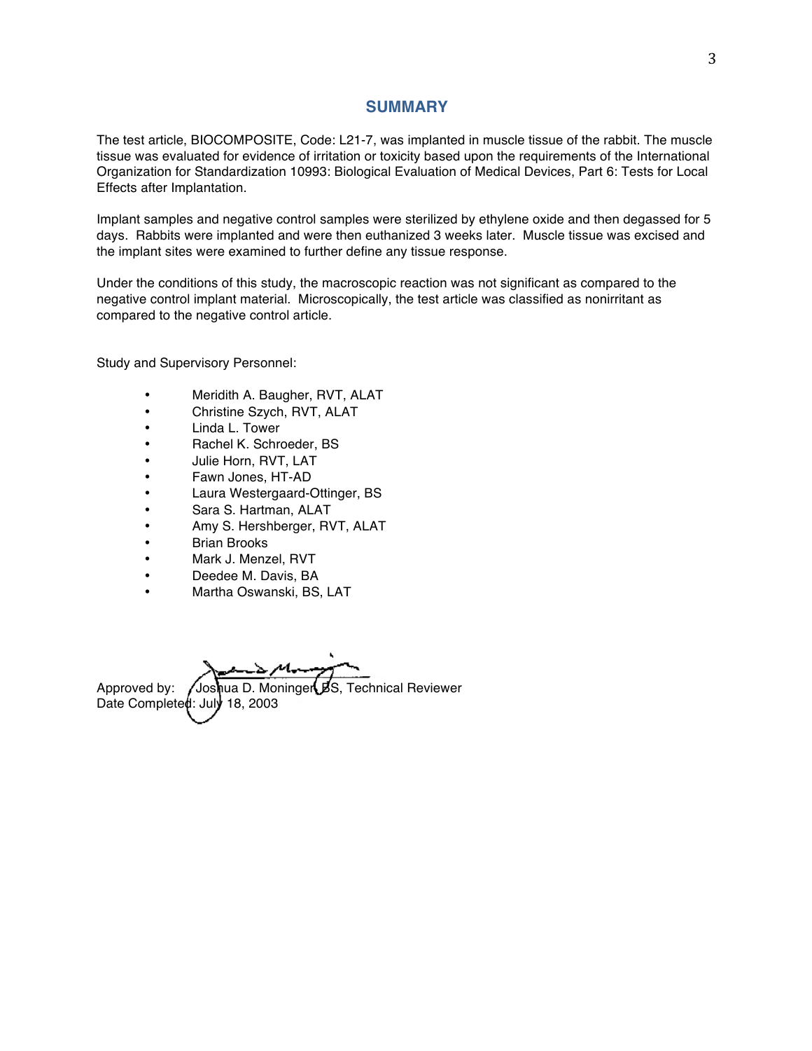## SUMMARY

The test article, BIOCOMPOSITE, Code: L21-7, was implanted in muscle tissue of the rabbit. The muscle tissue was evaluated for evidence of irritation or toxicity based upon the requirements of the International Organization for Standardization 10993: Biological Evaluation of Medical Devices, Part 6: Tests for Local Effects after Implantation.

Implant samples and negative control samples were sterilized by ethylene oxide and then degassed for 5 days. Rabbits were implanted and were then euthanized 3 weeks later. Muscle tissue was excised and the implant sites were examined to further define any tissue response.

Under the conditions of this study, the macroscopic reaction was not significant as compared to the negative control implant material. Microscopically, the test article was classified as nonirritant as compared to the negative control article.

Study and Supervisory Personnel:

- Meridith A. Baugher, RVT, ALAT
- Christine Szych, RVT, ALAT
- Linda L. Tower
- Rachel K. Schroeder, BS
- Julie Horn, RVT, LAT
- Fawn Jones, HT-AD
- Laura Westergaard-Ottinger, BS
- Sara S. Hartman, ALAT
- Amy S. Hershberger, RVT, ALAT
- Brian Brooks
- Mark J. Menzel, RVT
- Deedee M. Davis, BA
- Martha Oswanski, BS, LAT

Approved by: Joshua D. Moninger, BS, Technical Reviewer
Date Completed: July 18, 2003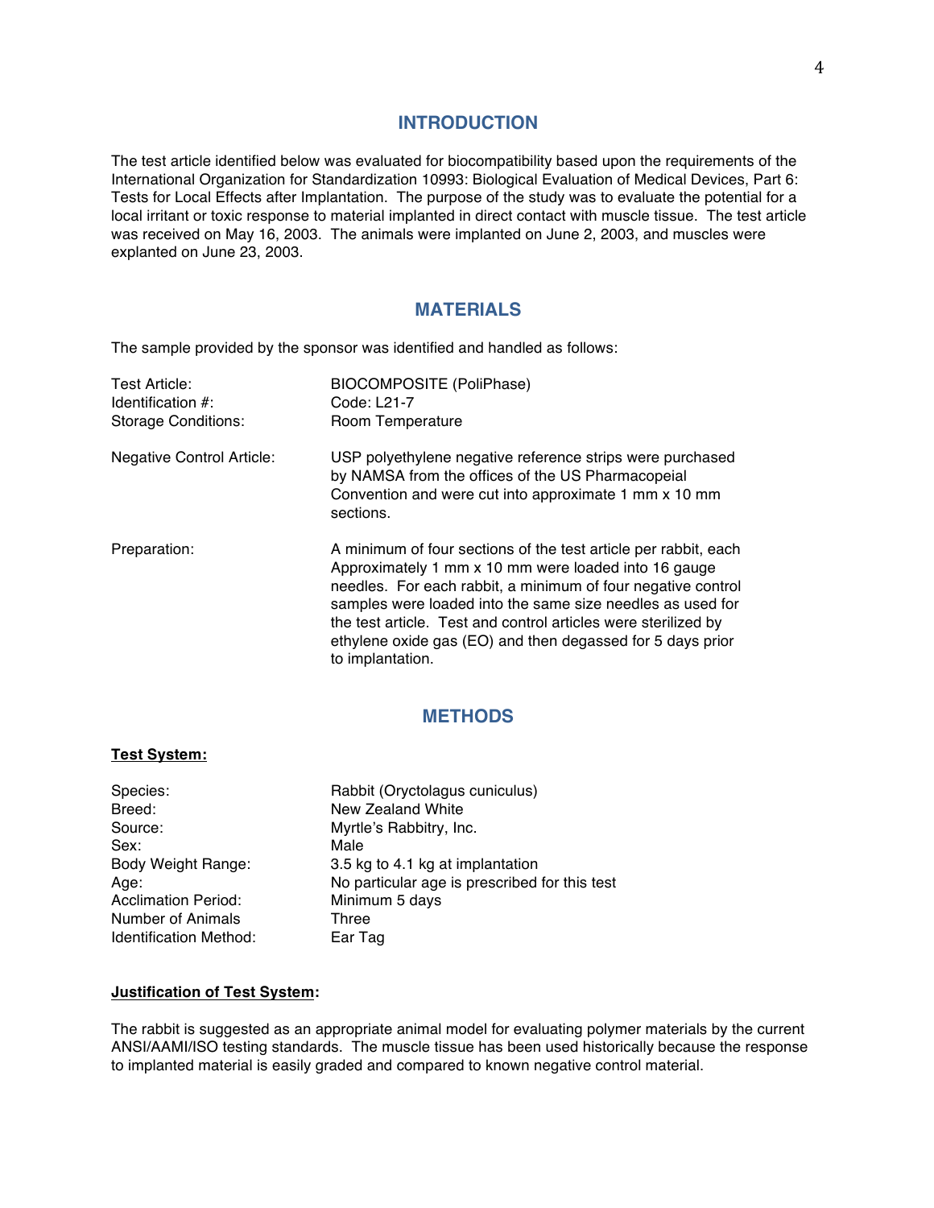## INTRODUCTION

The test article identified below was evaluated for biocompatibility based upon the requirements of the International Organization for Standardization 10993: Biological Evaluation of Medical Devices, Part 6: Tests for Local Effects after Implantation. The purpose of the study was to evaluate the potential for a local irritant or toxic response to material implanted in direct contact with muscle tissue. The test article was received on May 16, 2003. The animals were implanted on June 2, 2003, and muscles were explanted on June 23, 2003.

## MATERIALS

The sample provided by the sponsor was identified and handled as follows:

| | |
|---|---|
| Test Article: | BIOCOMPOSITE (PoliPhase) |
| Identification #: | Code: L21-7 |
| Storage Conditions: | Room Temperature |
| Negative Control Article: | USP polyethylene negative reference strips were purchased by NAMSA from the offices of the US Pharmacopeial Convention and were cut into approximate 1 mm x 10 mm sections. |
| Preparation: | A minimum of four sections of the test article per rabbit, each Approximately 1 mm x 10 mm were loaded into 16 gauge needles. For each rabbit, a minimum of four negative control samples were loaded into the same size needles as used for the test article. Test and control articles were sterilized by ethylene oxide gas (EO) and then degassed for 5 days prior to implantation. |

## METHODS

**Test System:**

| | |
|---|---|
| Species: | Rabbit (Oryctolagus cuniculus) |
| Breed: | New Zealand White |
| Source: | Myrtle's Rabbitry, Inc. |
| Sex: | Male |
| Body Weight Range: | 3.5 kg to 4.1 kg at implantation |
| Age: | No particular age is prescribed for this test |
| Acclimation Period: | Minimum 5 days |
| Number of Animals | Three |
| Identification Method: | Ear Tag |

**Justification of Test System:**

The rabbit is suggested as an appropriate animal model for evaluating polymer materials by the current ANSI/AAMI/ISO testing standards. The muscle tissue has been used historically because the response to implanted material is easily graded and compared to known negative control material.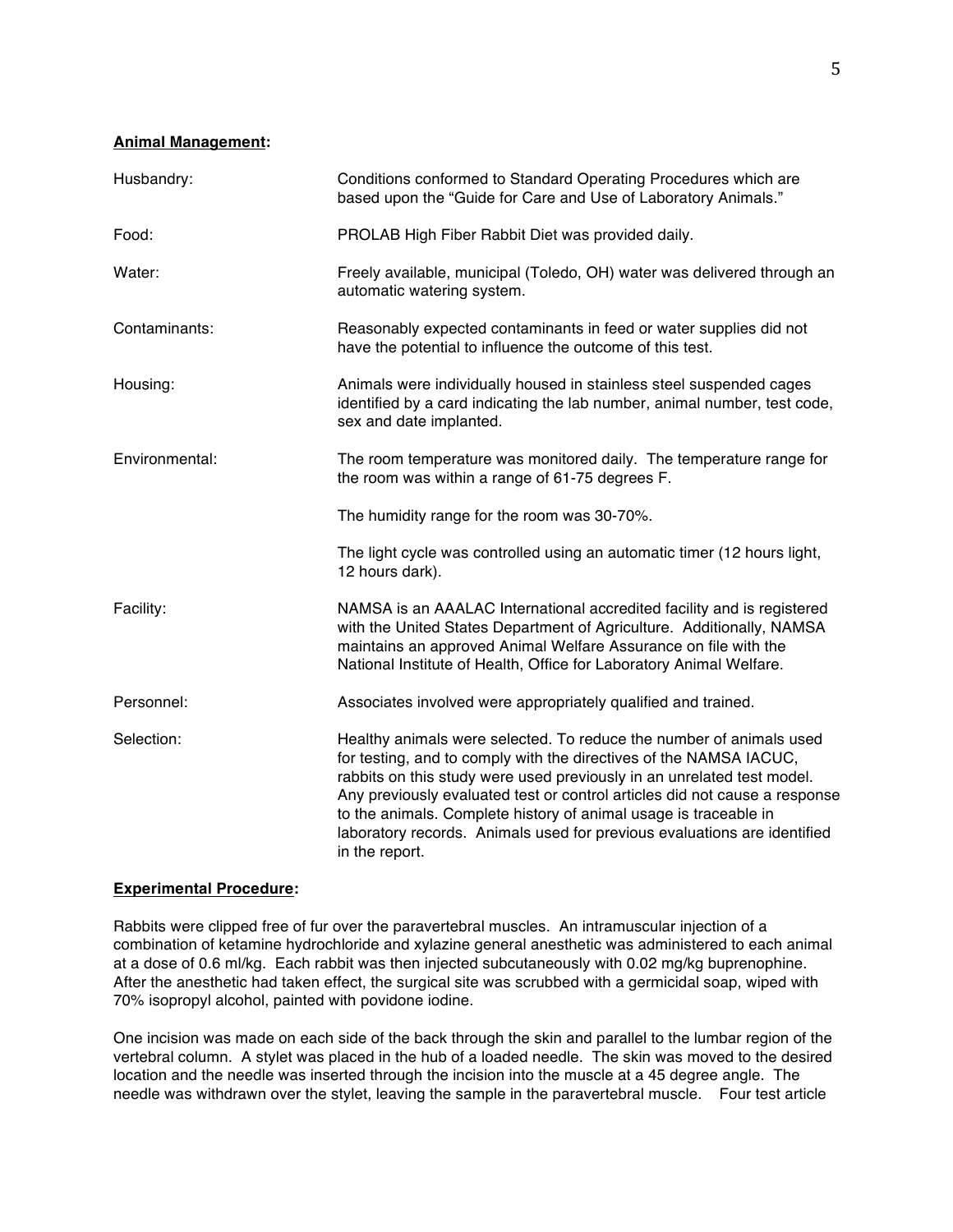**Animal Management:**

| | |
|---|---|
| Husbandry: | Conditions conformed to Standard Operating Procedures which are based upon the "Guide for Care and Use of Laboratory Animals." |
| Food: | PROLAB High Fiber Rabbit Diet was provided daily. |
| Water: | Freely available, municipal (Toledo, OH) water was delivered through an automatic watering system. |
| Contaminants: | Reasonably expected contaminants in feed or water supplies did not have the potential to influence the outcome of this test. |
| Housing: | Animals were individually housed in stainless steel suspended cages identified by a card indicating the lab number, animal number, test code, sex and date implanted. |
| Environmental: | The room temperature was monitored daily. The temperature range for the room was within a range of 61-75 degrees F. |
| | The humidity range for the room was 30-70%. |
| | The light cycle was controlled using an automatic timer (12 hours light, 12 hours dark). |
| Facility: | NAMSA is an AAALAC International accredited facility and is registered with the United States Department of Agriculture. Additionally, NAMSA maintains an approved Animal Welfare Assurance on file with the National Institute of Health, Office for Laboratory Animal Welfare. |
| Personnel: | Associates involved were appropriately qualified and trained. |
| Selection: | Healthy animals were selected. To reduce the number of animals used for testing, and to comply with the directives of the NAMSA IACUC, rabbits on this study were used previously in an unrelated test model. Any previously evaluated test or control articles did not cause a response to the animals. Complete history of animal usage is traceable in laboratory records. Animals used for previous evaluations are identified in the report. |

**Experimental Procedure:**

Rabbits were clipped free of fur over the paravertebral muscles. An intramuscular injection of a combination of ketamine hydrochloride and xylazine general anesthetic was administered to each animal at a dose of 0.6 ml/kg. Each rabbit was then injected subcutaneously with 0.02 mg/kg buprenophine. After the anesthetic had taken effect, the surgical site was scrubbed with a germicidal soap, wiped with 70% isopropyl alcohol, painted with povidone iodine.

One incision was made on each side of the back through the skin and parallel to the lumbar region of the vertebral column. A stylet was placed in the hub of a loaded needle. The skin was moved to the desired location and the needle was inserted through the incision into the muscle at a 45 degree angle. The needle was withdrawn over the stylet, leaving the sample in the paravertebral muscle. Four test article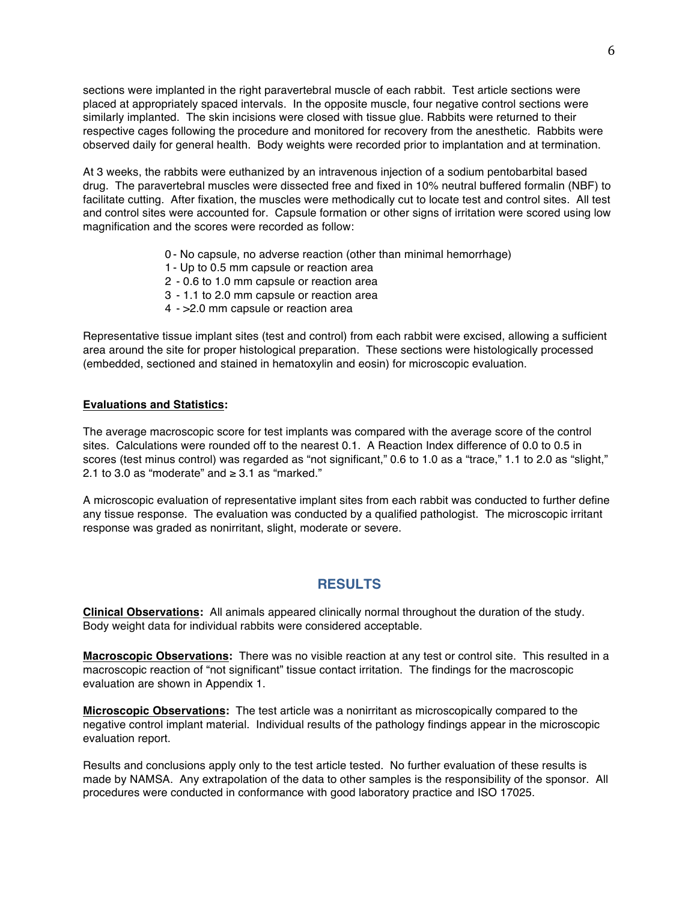sections were implanted in the right paravertebral muscle of each rabbit. Test article sections were placed at appropriately spaced intervals. In the opposite muscle, four negative control sections were similarly implanted. The skin incisions were closed with tissue glue. Rabbits were returned to their respective cages following the procedure and monitored for recovery from the anesthetic. Rabbits were observed daily for general health. Body weights were recorded prior to implantation and at termination.

At 3 weeks, the rabbits were euthanized by an intravenous injection of a sodium pentobarbital based drug. The paravertebral muscles were dissected free and fixed in 10% neutral buffered formalin (NBF) to facilitate cutting. After fixation, the muscles were methodically cut to locate test and control sites. All test and control sites were accounted for. Capsule formation or other signs of irritation were scored using low magnification and the scores were recorded as follow:

- 0 - No capsule, no adverse reaction (other than minimal hemorrhage)
- 1 - Up to 0.5 mm capsule or reaction area
- 2 - 0.6 to 1.0 mm capsule or reaction area
- 3 - 1.1 to 2.0 mm capsule or reaction area
- 4 - >2.0 mm capsule or reaction area

Representative tissue implant sites (test and control) from each rabbit were excised, allowing a sufficient area around the site for proper histological preparation. These sections were histologically processed (embedded, sectioned and stained in hematoxylin and eosin) for microscopic evaluation.

**Evaluations and Statistics:**

The average macroscopic score for test implants was compared with the average score of the control sites. Calculations were rounded off to the nearest 0.1. A Reaction Index difference of 0.0 to 0.5 in scores (test minus control) was regarded as "not significant," 0.6 to 1.0 as a "trace," 1.1 to 2.0 as "slight," 2.1 to 3.0 as "moderate" and ≥ 3.1 as "marked."

A microscopic evaluation of representative implant sites from each rabbit was conducted to further define any tissue response. The evaluation was conducted by a qualified pathologist. The microscopic irritant response was graded as nonirritant, slight, moderate or severe.

## RESULTS

**Clinical Observations:** All animals appeared clinically normal throughout the duration of the study. Body weight data for individual rabbits were considered acceptable.

**Macroscopic Observations:** There was no visible reaction at any test or control site. This resulted in a macroscopic reaction of "not significant" tissue contact irritation. The findings for the macroscopic evaluation are shown in Appendix 1.

**Microscopic Observations:** The test article was a nonirritant as microscopically compared to the negative control implant material. Individual results of the pathology findings appear in the microscopic evaluation report.

Results and conclusions apply only to the test article tested. No further evaluation of these results is made by NAMSA. Any extrapolation of the data to other samples is the responsibility of the sponsor. All procedures were conducted in conformance with good laboratory practice and ISO 17025.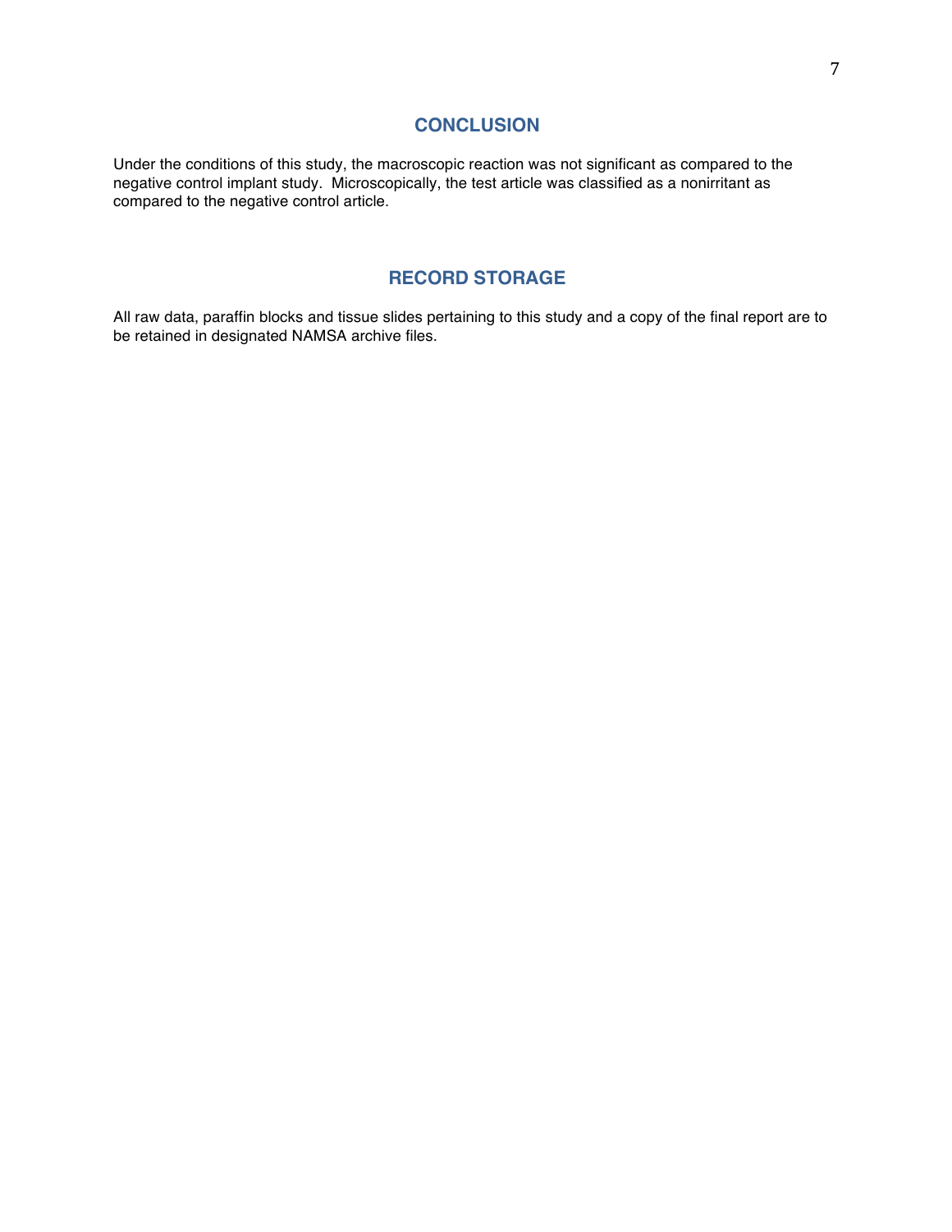## CONCLUSION

Under the conditions of this study, the macroscopic reaction was not significant as compared to the negative control implant study. Microscopically, the test article was classified as a nonirritant as compared to the negative control article.

## RECORD STORAGE

All raw data, paraffin blocks and tissue slides pertaining to this study and a copy of the final report are to be retained in designated NAMSA archive files.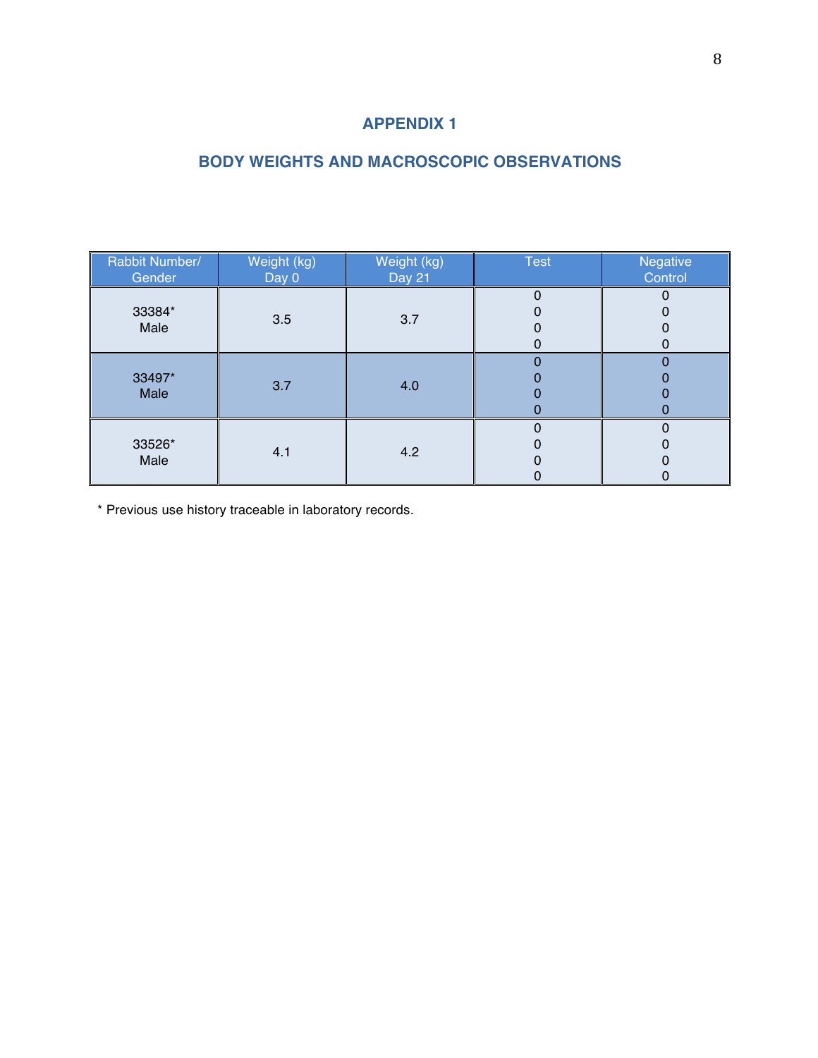## APPENDIX 1

## BODY WEIGHTS AND MACROSCOPIC OBSERVATIONS

| Rabbit Number/ Gender | Weight (kg) Day 0 | Weight (kg) Day 21 | Test | Negative Control |
|---|---|---|---|---|
| 33384* Male | 3.5 | 3.7 | 0<br>0<br>0<br>0 | 0<br>0<br>0<br>0 |
| 33497* Male | 3.7 | 4.0 | 0<br>0<br>0<br>0 | 0<br>0<br>0<br>0 |
| 33526* Male | 4.1 | 4.2 | 0<br>0<br>0<br>0 | 0<br>0<br>0<br>0 |

* Previous use history traceable in laboratory records.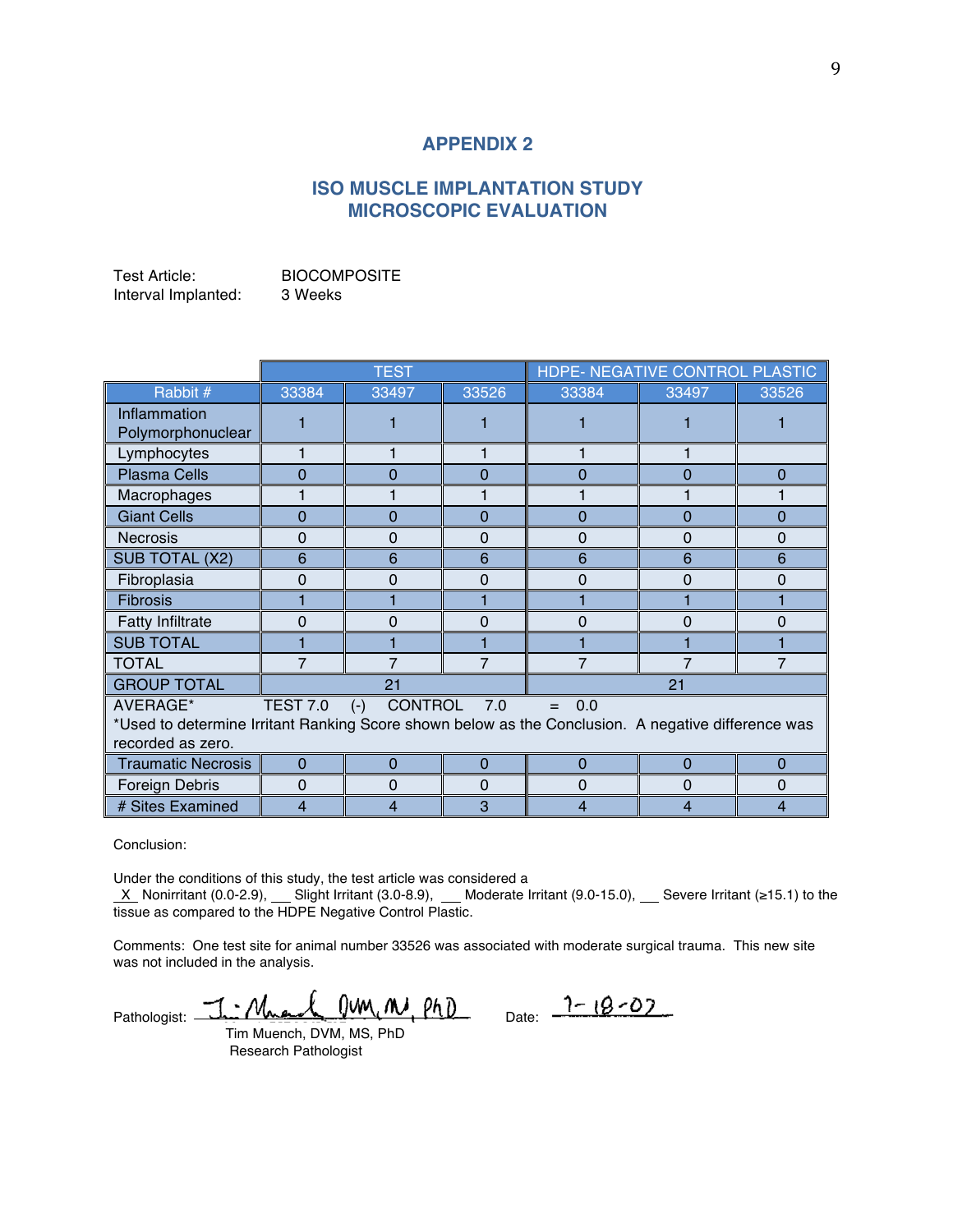## APPENDIX 2

## ISO MUSCLE IMPLANTATION STUDY
## MICROSCOPIC EVALUATION

Test Article: BIOCOMPOSITE
Interval Implanted: 3 Weeks

| | TEST | | | HDPE- NEGATIVE CONTROL PLASTIC | | |
|---|---|---|---|---|---|---|
| Rabbit # | 33384 | 33497 | 33526 | 33384 | 33497 | 33526 |
| Inflammation Polymorphonuclear | 1 | 1 | 1 | 1 | 1 | 1 |
| Lymphocytes | 1 | 1 | 1 | 1 | 1 | |
| Plasma Cells | 0 | 0 | 0 | 0 | 0 | 0 |
| Macrophages | 1 | 1 | 1 | 1 | 1 | 1 |
| Giant Cells | 0 | 0 | 0 | 0 | 0 | 0 |
| Necrosis | 0 | 0 | 0 | 0 | 0 | 0 |
| SUB TOTAL (X2) | 6 | 6 | 6 | 6 | 6 | 6 |
| Fibroplasia | 0 | 0 | 0 | 0 | 0 | 0 |
| Fibrosis | 1 | 1 | 1 | 1 | 1 | 1 |
| Fatty Infiltrate | 0 | 0 | 0 | 0 | 0 | 0 |
| SUB TOTAL | 1 | 1 | 1 | 1 | 1 | 1 |
| TOTAL | 7 | 7 | 7 | 7 | 7 | 7 |
| GROUP TOTAL | 21 | | | 21 | | |
| AVERAGE* TEST 7.0 (-) CONTROL 7.0 = 0.0 *Used to determine Irritant Ranking Score shown below as the Conclusion. A negative difference was recorded as zero. | | | | | | |
| Traumatic Necrosis | 0 | 0 | 0 | 0 | 0 | 0 |
| Foreign Debris | 0 | 0 | 0 | 0 | 0 | 0 |
| # Sites Examined | 4 | 4 | 3 | 4 | 4 | 4 |

Conclusion:

Under the conditions of this study, the test article was considered a
\_X\_ Nonirritant (0.0-2.9), \_\_ Slight Irritant (3.0-8.9), \_\_ Moderate Irritant (9.0-15.0), \_\_ Severe Irritant (≥15.1) to the tissue as compared to the HDPE Negative Control Plastic.

Comments: One test site for animal number 33526 was associated with moderate surgical trauma. This new site was not included in the analysis.

Pathologist: *T. Muench DVM, MS, PhD* Date: *7-18-07*

Tim Muench, DVM, MS, PhD
Research Pathologist